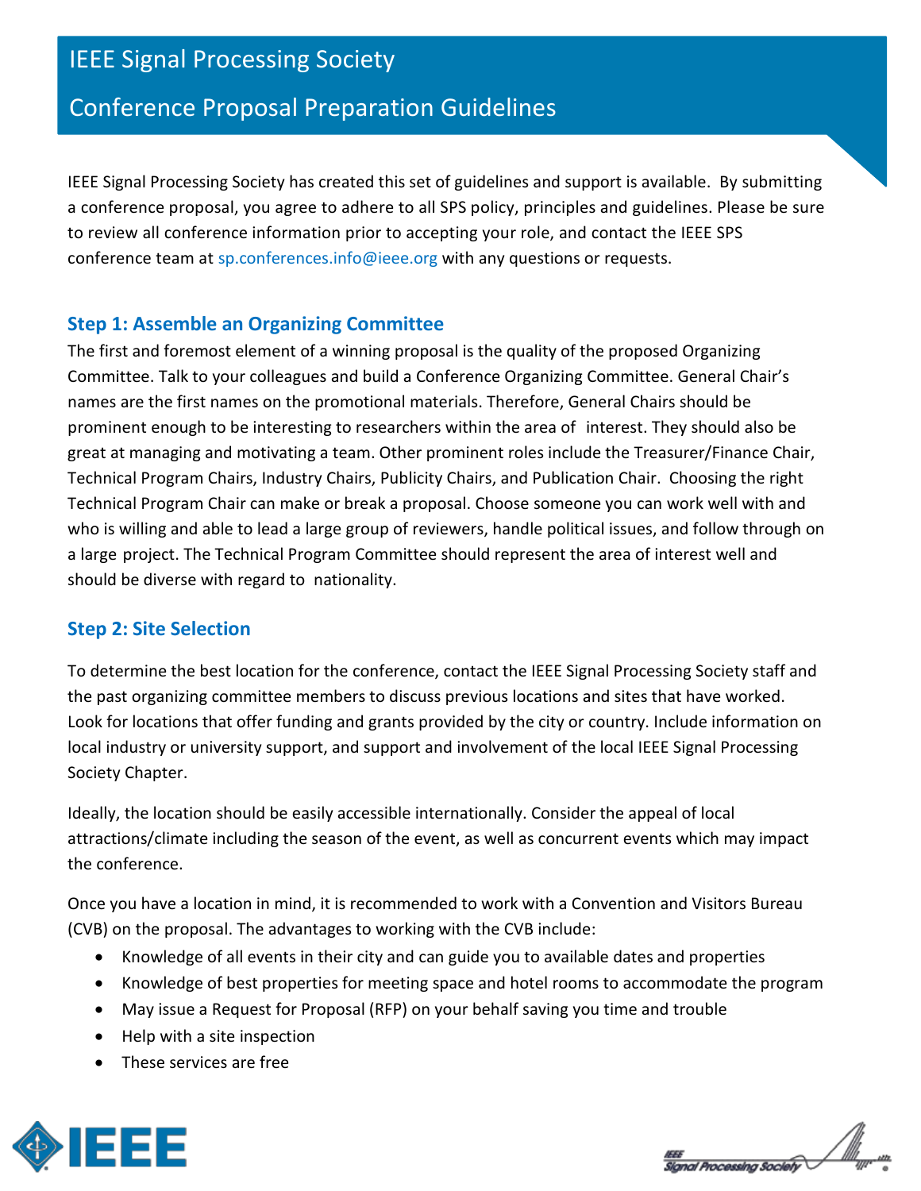# IEEE Signal Processing Society

# Conference Proposal Preparation Guidelines

IEEE Signal Processing Society has created this set of guidelines and support is available. By submitting a conference proposal, you agree to adhere to all SPS policy, principles and guidelines. Please be sure to review all conference information prior to accepting your role, and contact the IEEE SPS conference team at sp.conferences.info@ieee.org with any questions or requests.

## Step 1: Assemble an Organizing Committee

The first and foremost element of a winning proposal is the quality of the proposed Organizing Committee. Talk to your colleagues and build a Conference Organizing Committee. General Chair's names are the first names on the promotional materials. Therefore, General Chairs should be prominent enough to be interesting to researchers within the area of interest. They should also be great at managing and motivating a team. Other prominent roles include the Treasurer/Finance Chair, Technical Program Chairs, Industry Chairs, Publicity Chairs, and Publication Chair. Choosing the right Technical Program Chair can make or break a proposal. Choose someone you can work well with and who is willing and able to lead a large group of reviewers, handle political issues, and follow through on a large project. The Technical Program Committee should represent the area of interest well and should be diverse with regard to nationality.

## Step 2: Site Selection

To determine the best location for the conference, contact the IEEE Signal Processing Society staff and the past organizing committee members to discuss previous locations and sites that have worked. Look for locations that offer funding and grants provided by the city or country. Include information on local industry or university support, and support and involvement of the local IEEE Signal Processing Society Chapter.

Ideally, the location should be easily accessible internationally. Consider the appeal of local attractions/climate including the season of the event, as well as concurrent events which may impact the conference.

Once you have a location in mind, it is recommended to work with a Convention and Visitors Bureau (CVB) on the proposal. The advantages to working with the CVB include:

- Knowledge of all events in their city and can guide you to available dates and properties
- Knowledge of best properties for meeting space and hotel rooms to accommodate the program
- May issue a Request for Proposal (RFP) on your behalf saving you time and trouble
- Help with a site inspection
- These services are free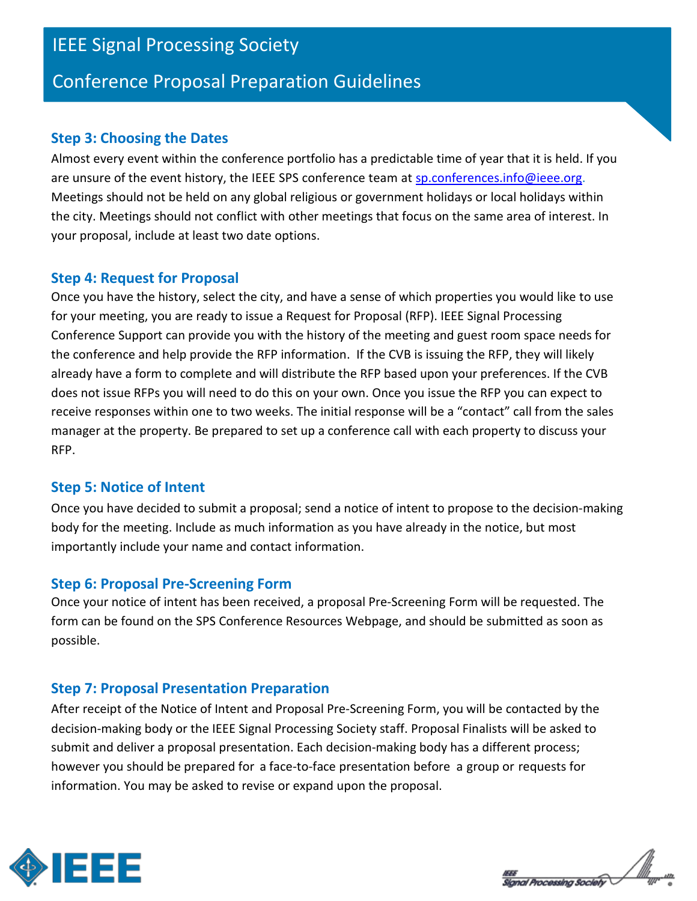### Step 3: Choosing the Dates

Almost every event within the conference portfolio has a predictable time of year that it is held. If you are unsure of the event history, the IEEE SPS conference team at sp.conferences.info@ieee.org. Meetings should not be held on any global religious or government holidays or local holidays within the city. Meetings should not conflict with other meetings that focus on the same area of interest. In your proposal, include at least two date options.

### Step 4: Request for Proposal

Once you have the history, select the city, and have a sense of which properties you would like to use for your meeting, you are ready to issue a Request for Proposal (RFP). IEEE Signal Processing Conference Support can provide you with the history of the meeting and guest room space needs for the conference and help provide the RFP information. If the CVB is issuing the RFP, they will likely already have a form to complete and will distribute the RFP based upon your preferences. If the CVB does not issue RFPs you will need to do this on your own. Once you issue the RFP you can expect to receive responses within one to two weeks. The initial response will be a "contact" call from the sales manager at the property. Be prepared to set up a conference call with each property to discuss your RFP.

### Step 5: Notice of Intent

Once you have decided to submit a proposal; send a notice of intent to propose to the decision-making body for the meeting. Include as much information as you have already in the notice, but most importantly include your name and contact information.

### Step 6: Proposal Pre-Screening Form

Once your notice of intent has been received, a proposal Pre-Screening Form will be requested. The form can be found on the SPS Conference Resources Webpage, and should be submitted as soon as possible.

### Step 7: Proposal Presentation Preparation

After receipt of the Notice of Intent and Proposal Pre-Screening Form, you will be contacted by the decision-making body or the IEEE Signal Processing Society staff. Proposal Finalists will be asked to submit and deliver a proposal presentation. Each decision-making body has a different process; however you should be prepared for a face-to-face presentation before a group or requests for information. You may be asked to revise or expand upon the proposal.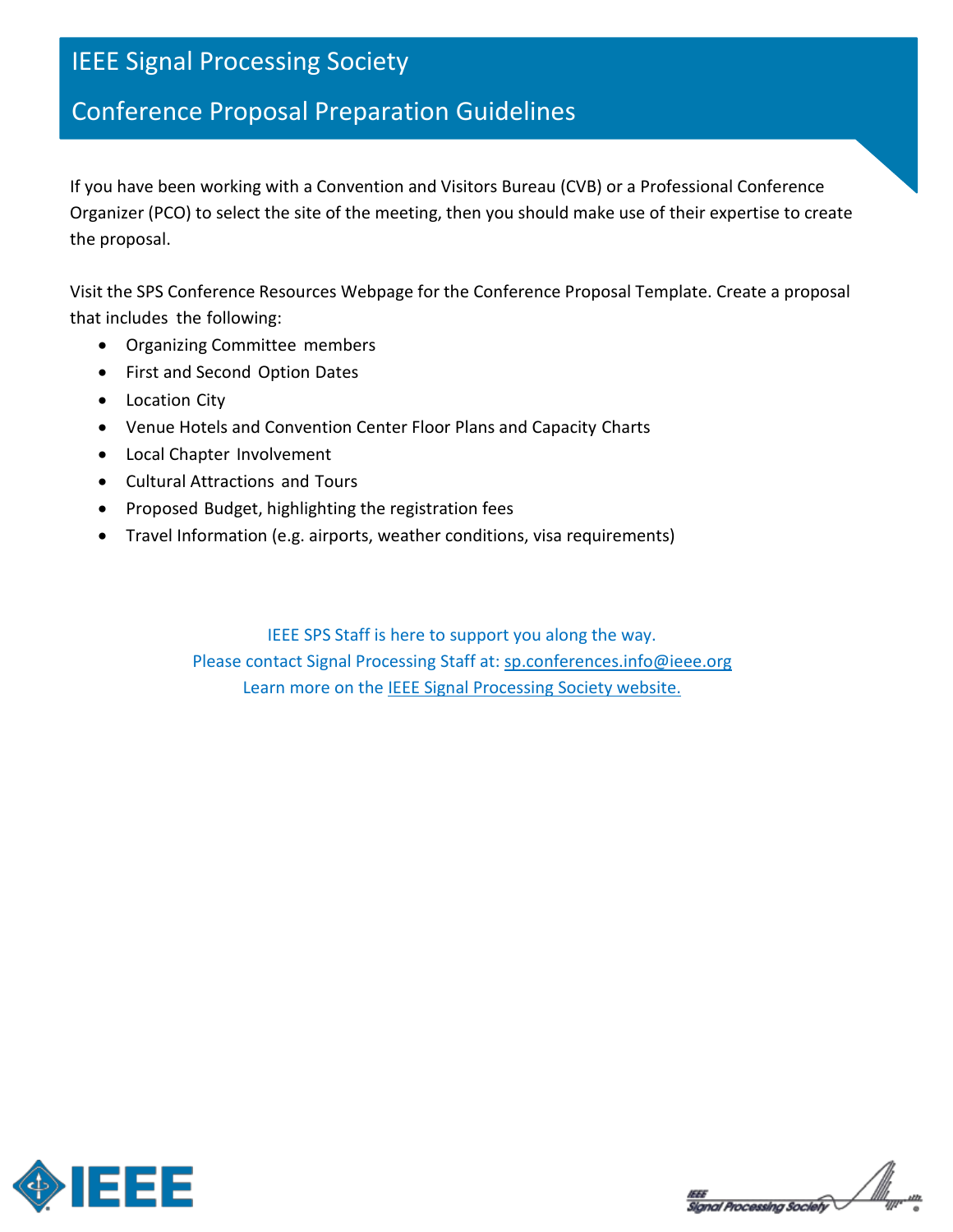# IEEE Signal Processing Society

## Conference Proposal Preparation Guidelines

If you have been working with a Convention and Visitors Bureau (CVB) or a Professional Conference Organizer (PCO) to select the site of the meeting, then you should make use of their expertise to create the proposal.

Visit the SPS Conference Resources Webpage for the Conference Proposal Template. Create a proposal that includes the following:

- Organizing Committee members
- First and Second Option Dates
- Location City
- Venue Hotels and Convention Center Floor Plans and Capacity Charts
- Local Chapter Involvement
- Cultural Attractions and Tours
- Proposed Budget, highlighting the registration fees
- Travel Information (e.g. airports, weather conditions, visa requirements)

IEEE SPS Staff is here to support you along the way.
Please contact Signal Processing Staff at: sp.conferences.info@ieee.org
Learn more on the IEEE Signal Processing Society website.